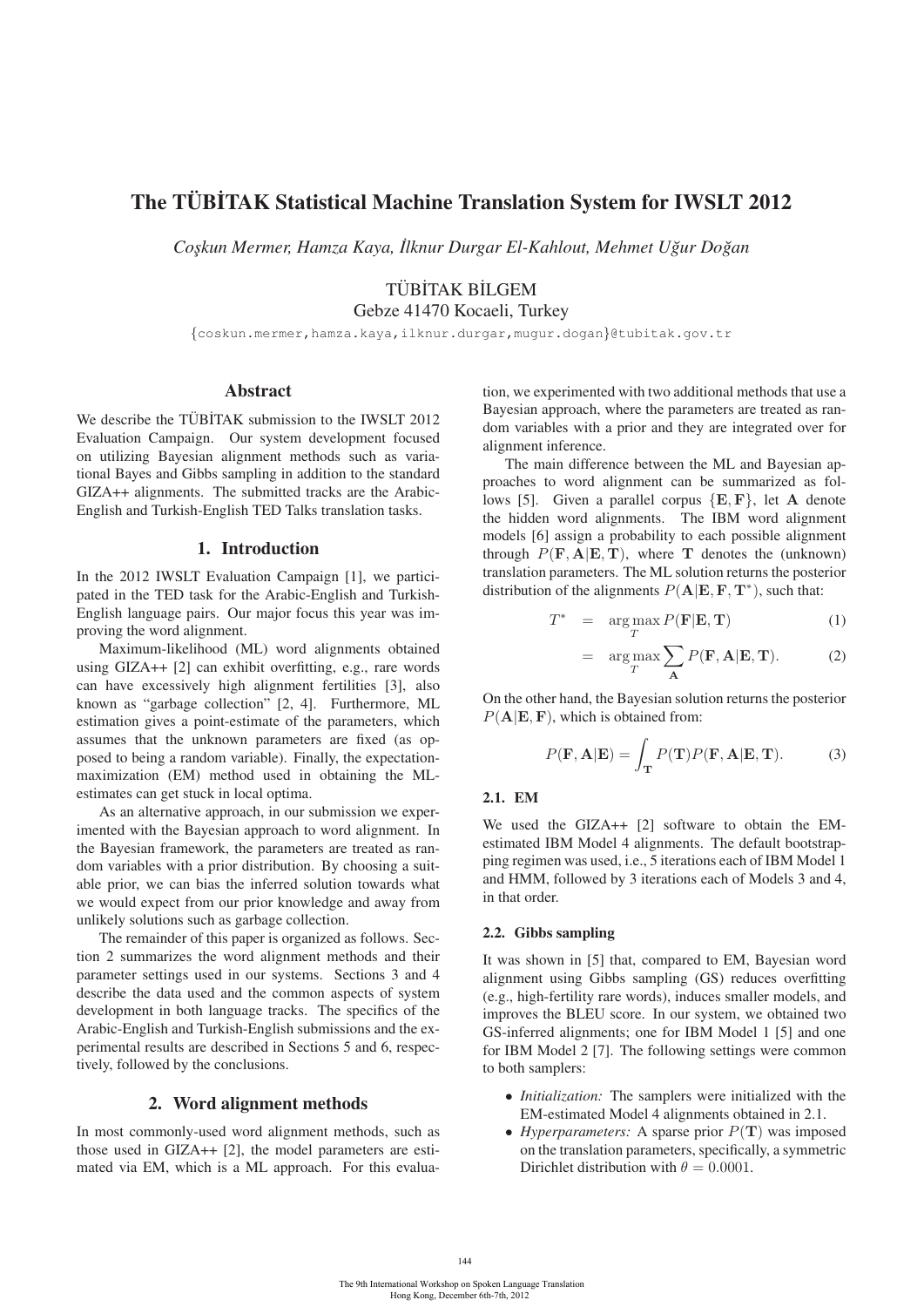# The TÜBİTAK Statistical Machine Translation System for IWSLT 2012

*Coşkun Mermer, Hamza Kaya, İlknur Durgar El-Kahlout, Mehmet Uğur Doğan*

TÜBİTAK BİLGEM
Gebze 41470 Kocaeli, Turkey

{coskun.mermer,hamza.kaya,ilknur.durgar,mugur.dogan}@tubitak.gov.tr

## Abstract

We describe the TÜBİTAK submission to the IWSLT 2012 Evaluation Campaign. Our system development focused on utilizing Bayesian alignment methods such as variational Bayes and Gibbs sampling in addition to the standard GIZA++ alignments. The submitted tracks are the Arabic-English and Turkish-English TED Talks translation tasks.

## 1. Introduction

In the 2012 IWSLT Evaluation Campaign [1], we participated in the TED task for the Arabic-English and Turkish-English language pairs. Our major focus this year was improving the word alignment.

Maximum-likelihood (ML) word alignments obtained using GIZA++ [2] can exhibit overfitting, e.g., rare words can have excessively high alignment fertilities [3], also known as "garbage collection" [2, 4]. Furthermore, ML estimation gives a point-estimate of the parameters, which assumes that the unknown parameters are fixed (as opposed to being a random variable). Finally, the expectation-maximization (EM) method used in obtaining the ML-estimates can get stuck in local optima.

As an alternative approach, in our submission we experimented with the Bayesian approach to word alignment. In the Bayesian framework, the parameters are treated as random variables with a prior distribution. By choosing a suitable prior, we can bias the inferred solution towards what we would expect from our prior knowledge and away from unlikely solutions such as garbage collection.

The remainder of this paper is organized as follows. Section 2 summarizes the word alignment methods and their parameter settings used in our systems. Sections 3 and 4 describe the data used and the common aspects of system development in both language tracks. The specifics of the Arabic-English and Turkish-English submissions and the experimental results are described in Sections 5 and 6, respectively, followed by the conclusions.

## 2. Word alignment methods

In most commonly-used word alignment methods, such as those used in GIZA++ [2], the model parameters are estimated via EM, which is a ML approach. For this evaluation, we experimented with two additional methods that use a Bayesian approach, where the parameters are treated as random variables with a prior and they are integrated over for alignment inference.

The main difference between the ML and Bayesian approaches to word alignment can be summarized as follows [5]. Given a parallel corpus $\{\mathbf{E}, \mathbf{F}\}$, let $\mathbf{A}$ denote the hidden word alignments. The IBM word alignment models [6] assign a probability to each possible alignment through $P(\mathbf{F}, \mathbf{A}|\mathbf{E}, \mathbf{T})$, where $\mathbf{T}$ denotes the (unknown) translation parameters. The ML solution returns the posterior distribution of the alignments $P(\mathbf{A}|\mathbf{E}, \mathbf{F}, \mathbf{T}^*)$, such that:

$$T^* = \arg\max_T P(\mathbf{F}|\mathbf{E}, \mathbf{T}) \tag{1}$$

$$= \arg\max_T \sum_{\mathbf{A}} P(\mathbf{F}, \mathbf{A}|\mathbf{E}, \mathbf{T}). \tag{2}$$

On the other hand, the Bayesian solution returns the posterior $P(\mathbf{A}|\mathbf{E}, \mathbf{F})$, which is obtained from:

$$P(\mathbf{F}, \mathbf{A}|\mathbf{E}) = \int_{\mathbf{T}} P(\mathbf{T}) P(\mathbf{F}, \mathbf{A}|\mathbf{E}, \mathbf{T}). \tag{3}$$

### 2.1. EM

We used the GIZA++ [2] software to obtain the EM-estimated IBM Model 4 alignments. The default bootstrapping regimen was used, i.e., 5 iterations each of IBM Model 1 and HMM, followed by 3 iterations each of Models 3 and 4, in that order.

### 2.2. Gibbs sampling

It was shown in [5] that, compared to EM, Bayesian word alignment using Gibbs sampling (GS) reduces overfitting (e.g., high-fertility rare words), induces smaller models, and improves the BLEU score. In our system, we obtained two GS-inferred alignments; one for IBM Model 1 [5] and one for IBM Model 2 [7]. The following settings were common to both samplers:

- *Initialization:* The samplers were initialized with the EM-estimated Model 4 alignments obtained in 2.1.
- *Hyperparameters:* A sparse prior $P(\mathbf{T})$ was imposed on the translation parameters, specifically, a symmetric Dirichlet distribution with $\theta = 0.0001$.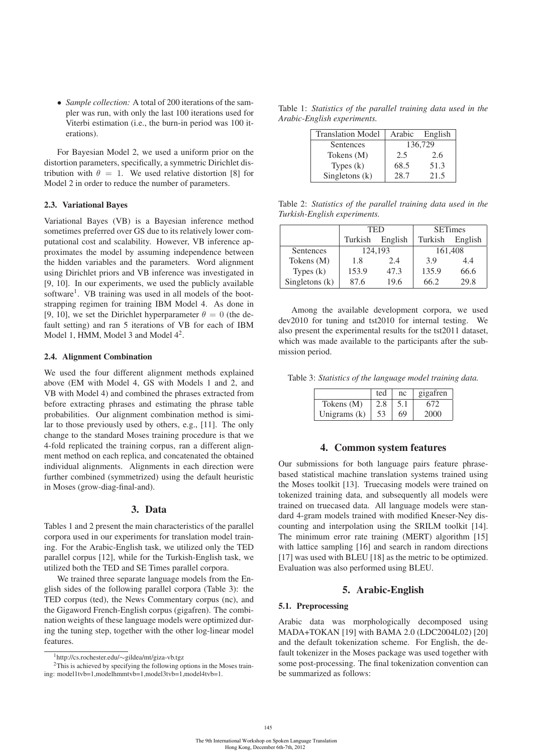- *Sample collection:* A total of 200 iterations of the sampler was run, with only the last 100 iterations used for Viterbi estimation (i.e., the burn-in period was 100 iterations).

For Bayesian Model 2, we used a uniform prior on the distortion parameters, specifically, a symmetric Dirichlet distribution with $\theta = 1$. We used relative distortion [8] for Model 2 in order to reduce the number of parameters.

### 2.3. Variational Bayes

Variational Bayes (VB) is a Bayesian inference method sometimes preferred over GS due to its relatively lower computational cost and scalability. However, VB inference approximates the model by assuming independence between the hidden variables and the parameters. Word alignment using Dirichlet priors and VB inference was investigated in [9, 10]. In our experiments, we used the publicly available software[1]. VB training was used in all models of the bootstrapping regimen for training IBM Model 4. As done in [9, 10], we set the Dirichlet hyperparameter $\theta = 0$ (the default setting) and ran 5 iterations of VB for each of IBM Model 1, HMM, Model 3 and Model 4[2].

### 2.4. Alignment Combination

We used the four different alignment methods explained above (EM with Model 4, GS with Models 1 and 2, and VB with Model 4) and combined the phrases extracted from before extracting phrases and estimating the phrase table probabilities. Our alignment combination method is similar to those previously used by others, e.g., [11]. The only change to the standard Moses training procedure is that we 4-fold replicated the training corpus, ran a different alignment method on each replica, and concatenated the obtained individual alignments. Alignments in each direction were further combined (symmetrized) using the default heuristic in Moses (grow-diag-final-and).

## 3. Data

Tables 1 and 2 present the main characteristics of the parallel corpora used in our experiments for translation model training. For the Arabic-English task, we utilized only the TED parallel corpus [12], while for the Turkish-English task, we utilized both the TED and SE Times parallel corpora.

We trained three separate language models from the English sides of the following parallel corpora (Table 3): the TED corpus (ted), the News Commentary corpus (nc), and the Gigaword French-English corpus (gigafren). The combination weights of these language models were optimized during the tuning step, together with the other log-linear model features.

[1] http://cs.rochester.edu/∼gildea/mt/giza-vb.tgz

[2] This is achieved by specifying the following options in the Moses training: model1tvb=1,modelhmmtvb=1,model3tvb=1,model4tvb=1.

Table 1: *Statistics of the parallel training data used in the Arabic-English experiments.*

| Translation Model | Arabic | English |
|---|---|---|
| Sentences | 136,729 | |
| Tokens (M) | 2.5 | 2.6 |
| Types (k) | 68.5 | 51.3 |
| Singletons (k) | 28.7 | 21.5 |

Table 2: *Statistics of the parallel training data used in the Turkish-English experiments.*

| | TED | | SETimes | |
|---|---|---|---|---|
| | Turkish | English | Turkish | English |
| Sentences | 124,193 | | 161,408 | |
| Tokens (M) | 1.8 | 2.4 | 3.9 | 4.4 |
| Types (k) | 153.9 | 47.3 | 135.9 | 66.6 |
| Singletons (k) | 87.6 | 19.6 | 66.2 | 29.8 |

Among the available development corpora, we used dev2010 for tuning and tst2010 for internal testing. We also present the experimental results for the tst2011 dataset, which was made available to the participants after the submission period.

Table 3: *Statistics of the language model training data.*

| | ted | nc | gigafren |
|---|---|---|---|
| Tokens (M) | 2.8 | 5.1 | 672 |
| Unigrams (k) | 53 | 69 | 2000 |

## 4. Common system features

Our submissions for both language pairs feature phrase-based statistical machine translation systems trained using the Moses toolkit [13]. Truecasing models were trained on tokenized training data, and subsequently all models were trained on truecased data. All language models were standard 4-gram models trained with modified Kneser-Ney discounting and interpolation using the SRILM toolkit [14]. The minimum error rate training (MERT) algorithm [15] with lattice sampling [16] and search in random directions [17] was used with BLEU [18] as the metric to be optimized. Evaluation was also performed using BLEU.

## 5. Arabic-English

### 5.1. Preprocessing

Arabic data was morphologically decomposed using MADA+TOKAN [19] with BAMA 2.0 (LDC2004L02) [20] and the default tokenization scheme. For English, the default tokenizer in the Moses package was used together with some post-processing. The final tokenization convention can be summarized as follows: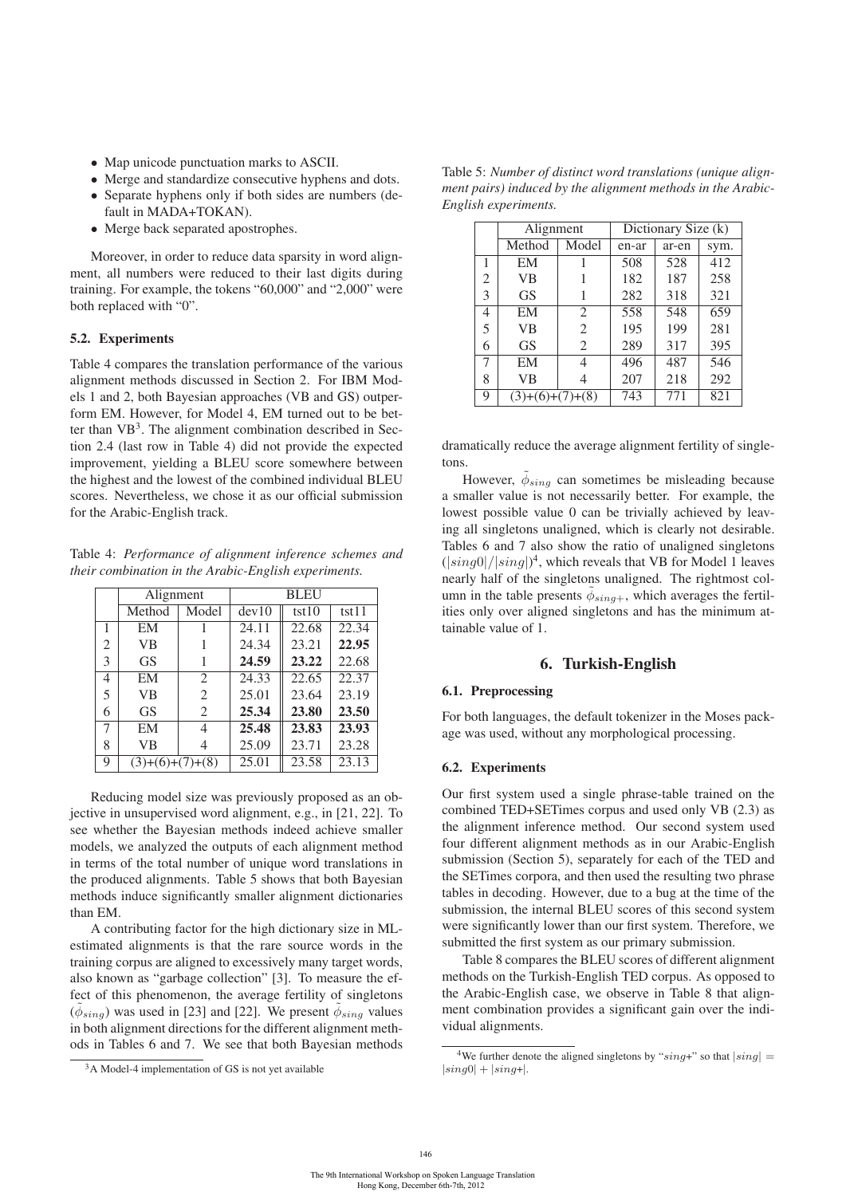- Map unicode punctuation marks to ASCII.
- Merge and standardize consecutive hyphens and dots.
- Separate hyphens only if both sides are numbers (default in MADA+TOKAN).
- Merge back separated apostrophes.

Moreover, in order to reduce data sparsity in word alignment, all numbers were reduced to their last digits during training. For example, the tokens "60,000" and "2,000" were both replaced with "0".

### 5.2. Experiments

Table 4 compares the translation performance of the various alignment methods discussed in Section 2. For IBM Models 1 and 2, both Bayesian approaches (VB and GS) outperform EM. However, for Model 4, EM turned out to be better than VB[3]. The alignment combination described in Section 2.4 (last row in Table 4) did not provide the expected improvement, yielding a BLEU score somewhere between the highest and the lowest of the combined individual BLEU scores. Nevertheless, we chose it as our official submission for the Arabic-English track.

Table 4: *Performance of alignment inference schemes and their combination in the Arabic-English experiments.*

| | Alignment | | BLEU | | |
|---|---|---|---|---|---|
| | Method | Model | dev10 | tst10 | tst11 |
| 1 | EM | 1 | 24.11 | 22.68 | 22.34 |
| 2 | VB | 1 | 24.34 | 23.21 | **22.95** |
| 3 | GS | 1 | **24.59** | **23.22** | 22.68 |
| 4 | EM | 2 | 24.33 | 22.65 | 22.37 |
| 5 | VB | 2 | 25.01 | 23.64 | 23.19 |
| 6 | GS | 2 | **25.34** | **23.80** | **23.50** |
| 7 | EM | 4 | **25.48** | **23.83** | **23.93** |
| 8 | VB | 4 | 25.09 | 23.71 | 23.28 |
| 9 | (3)+(6)+(7)+(8) | | 25.01 | 23.58 | 23.13 |

Reducing model size was previously proposed as an objective in unsupervised word alignment, e.g., in [21, 22]. To see whether the Bayesian methods indeed achieve smaller models, we analyzed the outputs of each alignment method in terms of the total number of unique word translations in the produced alignments. Table 5 shows that both Bayesian methods induce significantly smaller alignment dictionaries than EM.

A contributing factor for the high dictionary size in ML-estimated alignments is that the rare source words in the training corpus are aligned to excessively many target words, also known as "garbage collection" [3]. To measure the effect of this phenomenon, the average fertility of singletons ($\tilde{\phi}_{sing}$) was used in [23] and [22]. We present $\tilde{\phi}_{sing}$ values in both alignment directions for the different alignment methods in Tables 6 and 7. We see that both Bayesian methods dramatically reduce the average alignment fertility of singletons.

Table 5: *Number of distinct word translations (unique alignment pairs) induced by the alignment methods in the Arabic-English experiments.*

| | Alignment | | Dictionary Size (k) | | |
|---|---|---|---|---|---|
| | Method | Model | en-ar | ar-en | sym. |
| 1 | EM | 1 | 508 | 528 | 412 |
| 2 | VB | 1 | 182 | 187 | 258 |
| 3 | GS | 1 | 282 | 318 | 321 |
| 4 | EM | 2 | 558 | 548 | 659 |
| 5 | VB | 2 | 195 | 199 | 281 |
| 6 | GS | 2 | 289 | 317 | 395 |
| 7 | EM | 4 | 496 | 487 | 546 |
| 8 | VB | 4 | 207 | 218 | 292 |
| 9 | (3)+(6)+(7)+(8) | | 743 | 771 | 821 |

However, $\tilde{\phi}_{sing}$ can sometimes be misleading because a smaller value is not necessarily better. For example, the lowest possible value 0 can be trivially achieved by leaving all singletons unaligned, which is clearly not desirable. Tables 6 and 7 also show the ratio of unaligned singletons ($|sing0|/|sing|$)[4], which reveals that VB for Model 1 leaves nearly half of the singletons unaligned. The rightmost column in the table presents $\tilde{\phi}_{sing+}$, which averages the fertilities only over aligned singletons and has the minimum attainable value of 1.

## 6. Turkish-English

### 6.1. Preprocessing

For both languages, the default tokenizer in the Moses package was used, without any morphological processing.

### 6.2. Experiments

Our first system used a single phrase-table trained on the combined TED+SETimes corpus and used only VB (2.3) as the alignment inference method. Our second system used four different alignment methods as in our Arabic-English submission (Section 5), separately for each of the TED and the SETimes corpora, and then used the resulting two phrase tables in decoding. However, due to a bug at the time of the submission, the internal BLEU scores of this second system were significantly lower than our first system. Therefore, we submitted the first system as our primary submission.

Table 8 compares the BLEU scores of different alignment methods on the Turkish-English TED corpus. As opposed to the Arabic-English case, we observe in Table 8 that alignment combination provides a significant gain over the individual alignments.

[3] A Model-4 implementation of GS is not yet available

[4] We further denote the aligned singletons by "$sing$+" so that $|sing| = |sing0| + |sing{+}|$.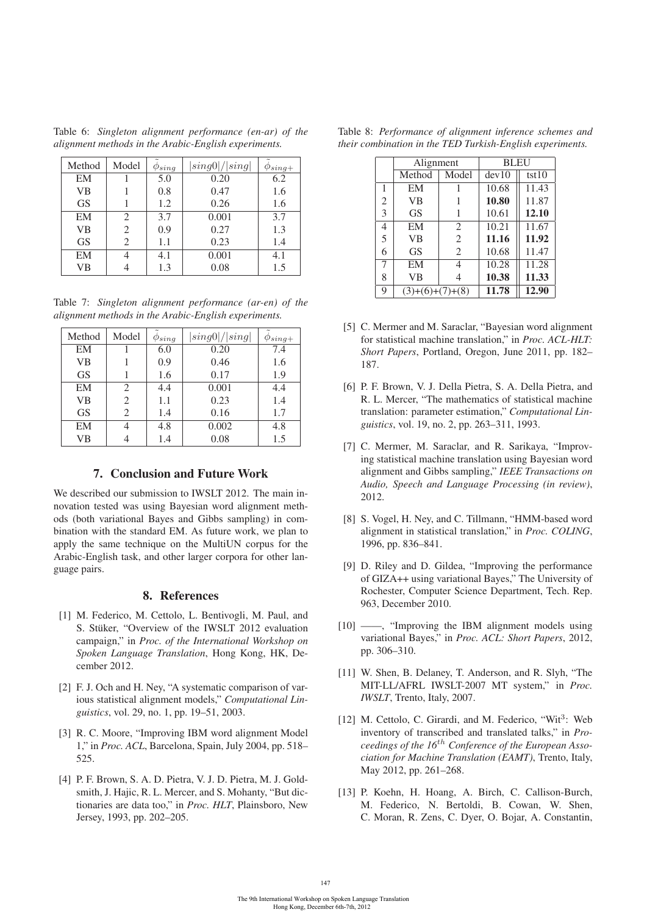Table 6: *Singleton alignment performance (en-ar) of the alignment methods in the Arabic-English experiments.*

| Method | Model | $\tilde{\phi}_{sing}$ | $\lvert sing0\rvert / \lvert sing\rvert$ | $\tilde{\phi}_{sing+}$ |
|---|---|---|---|---|
| EM | 1 | 5.0 | 0.20 | 6.2 |
| VB | 1 | 0.8 | 0.47 | 1.6 |
| GS | 1 | 1.2 | 0.26 | 1.6 |
| EM | 2 | 3.7 | 0.001 | 3.7 |
| VB | 2 | 0.9 | 0.27 | 1.3 |
| GS | 2 | 1.1 | 0.23 | 1.4 |
| EM | 4 | 4.1 | 0.001 | 4.1 |
| VB | 4 | 1.3 | 0.08 | 1.5 |

Table 7: *Singleton alignment performance (ar-en) of the alignment methods in the Arabic-English experiments.*

| Method | Model | $\tilde{\phi}_{sing}$ | $\lvert sing0\rvert / \lvert sing\rvert$ | $\tilde{\phi}_{sing+}$ |
|---|---|---|---|---|
| EM | 1 | 6.0 | 0.20 | 7.4 |
| VB | 1 | 0.9 | 0.46 | 1.6 |
| GS | 1 | 1.6 | 0.17 | 1.9 |
| EM | 2 | 4.4 | 0.001 | 4.4 |
| VB | 2 | 1.1 | 0.23 | 1.4 |
| GS | 2 | 1.4 | 0.16 | 1.7 |
| EM | 4 | 4.8 | 0.002 | 4.8 |
| VB | 4 | 1.4 | 0.08 | 1.5 |

## 7. Conclusion and Future Work

We described our submission to IWSLT 2012. The main innovation tested was using Bayesian word alignment methods (both variational Bayes and Gibbs sampling) in combination with the standard EM. As future work, we plan to apply the same technique on the MultiUN corpus for the Arabic-English task, and other larger corpora for other language pairs.

## 8. References

[1] M. Federico, M. Cettolo, L. Bentivogli, M. Paul, and S. Stüker, "Overview of the IWSLT 2012 evaluation campaign," in *Proc. of the International Workshop on Spoken Language Translation*, Hong Kong, HK, December 2012.

[2] F. J. Och and H. Ney, "A systematic comparison of various statistical alignment models," *Computational Linguistics*, vol. 29, no. 1, pp. 19–51, 2003.

[3] R. C. Moore, "Improving IBM word alignment Model 1," in *Proc. ACL*, Barcelona, Spain, July 2004, pp. 518–525.

[4] P. F. Brown, S. A. D. Pietra, V. J. D. Pietra, M. J. Goldsmith, J. Hajic, R. L. Mercer, and S. Mohanty, "But dictionaries are data too," in *Proc. HLT*, Plainsboro, New Jersey, 1993, pp. 202–205.

Table 8: *Performance of alignment inference schemes and their combination in the TED Turkish-English experiments.*

| | Alignment | | BLEU | |
|---|---|---|---|---|
| | Method | Model | dev10 | tst10 |
| 1 | EM | 1 | 10.68 | 11.43 |
| 2 | VB | 1 | **10.80** | 11.87 |
| 3 | GS | 1 | 10.61 | **12.10** |
| 4 | EM | 2 | 10.21 | 11.67 |
| 5 | VB | 2 | **11.16** | **11.92** |
| 6 | GS | 2 | 10.68 | 11.47 |
| 7 | EM | 4 | 10.28 | 11.28 |
| 8 | VB | 4 | **10.38** | **11.33** |
| 9 | (3)+(6)+(7)+(8) | | **11.78** | **12.90** |

[5] C. Mermer and M. Saraclar, "Bayesian word alignment for statistical machine translation," in *Proc. ACL-HLT: Short Papers*, Portland, Oregon, June 2011, pp. 182–187.

[6] P. F. Brown, V. J. Della Pietra, S. A. Della Pietra, and R. L. Mercer, "The mathematics of statistical machine translation: parameter estimation," *Computational Linguistics*, vol. 19, no. 2, pp. 263–311, 1993.

[7] C. Mermer, M. Saraclar, and R. Sarikaya, "Improving statistical machine translation using Bayesian word alignment and Gibbs sampling," *IEEE Transactions on Audio, Speech and Language Processing (in review)*, 2012.

[8] S. Vogel, H. Ney, and C. Tillmann, "HMM-based word alignment in statistical translation," in *Proc. COLING*, 1996, pp. 836–841.

[9] D. Riley and D. Gildea, "Improving the performance of GIZA++ using variational Bayes," The University of Rochester, Computer Science Department, Tech. Rep. 963, December 2010.

[10] ——, "Improving the IBM alignment models using variational Bayes," in *Proc. ACL: Short Papers*, 2012, pp. 306–310.

[11] W. Shen, B. Delaney, T. Anderson, and R. Slyh, "The MIT-LL/AFRL IWSLT-2007 MT system," in *Proc. IWSLT*, Trento, Italy, 2007.

[12] M. Cettolo, C. Girardi, and M. Federico, "Wit$^3$: Web inventory of transcribed and translated talks," in *Proceedings of the 16$^{th}$ Conference of the European Association for Machine Translation (EAMT)*, Trento, Italy, May 2012, pp. 261–268.

[13] P. Koehn, H. Hoang, A. Birch, C. Callison-Burch, M. Federico, N. Bertoldi, B. Cowan, W. Shen, C. Moran, R. Zens, C. Dyer, O. Bojar, A. Constantin,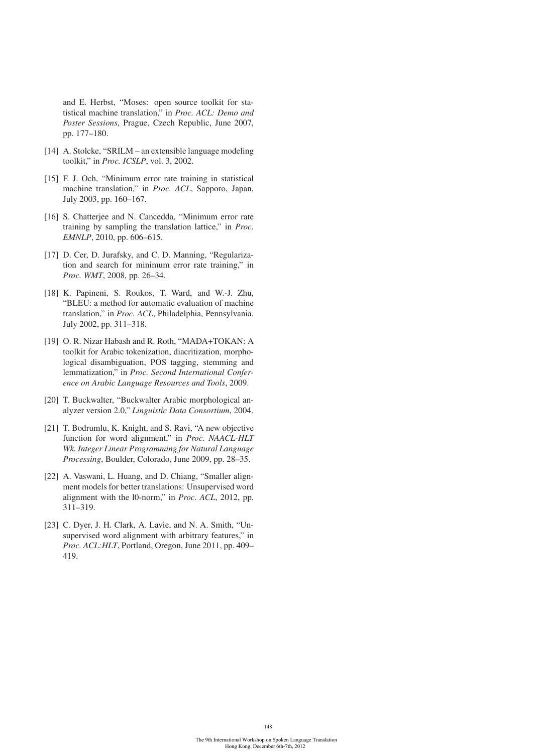and E. Herbst, "Moses: open source toolkit for statistical machine translation," in *Proc. ACL: Demo and Poster Sessions*, Prague, Czech Republic, June 2007, pp. 177–180.

[14] A. Stolcke, "SRILM – an extensible language modeling toolkit," in *Proc. ICSLP*, vol. 3, 2002.

[15] F. J. Och, "Minimum error rate training in statistical machine translation," in *Proc. ACL*, Sapporo, Japan, July 2003, pp. 160–167.

[16] S. Chatterjee and N. Cancedda, "Minimum error rate training by sampling the translation lattice," in *Proc. EMNLP*, 2010, pp. 606–615.

[17] D. Cer, D. Jurafsky, and C. D. Manning, "Regularization and search for minimum error rate training," in *Proc. WMT*, 2008, pp. 26–34.

[18] K. Papineni, S. Roukos, T. Ward, and W.-J. Zhu, "BLEU: a method for automatic evaluation of machine translation," in *Proc. ACL*, Philadelphia, Pennsylvania, July 2002, pp. 311–318.

[19] O. R. Nizar Habash and R. Roth, "MADA+TOKAN: A toolkit for Arabic tokenization, diacritization, morphological disambiguation, POS tagging, stemming and lemmatization," in *Proc. Second International Conference on Arabic Language Resources and Tools*, 2009.

[20] T. Buckwalter, "Buckwalter Arabic morphological analyzer version 2.0," *Linguistic Data Consortium*, 2004.

[21] T. Bodrumlu, K. Knight, and S. Ravi, "A new objective function for word alignment," in *Proc. NAACL-HLT Wk. Integer Linear Programming for Natural Language Processing*, Boulder, Colorado, June 2009, pp. 28–35.

[22] A. Vaswani, L. Huang, and D. Chiang, "Smaller alignment models for better translations: Unsupervised word alignment with the l0-norm," in *Proc. ACL*, 2012, pp. 311–319.

[23] C. Dyer, J. H. Clark, A. Lavie, and N. A. Smith, "Unsupervised word alignment with arbitrary features," in *Proc. ACL:HLT*, Portland, Oregon, June 2011, pp. 409–419.